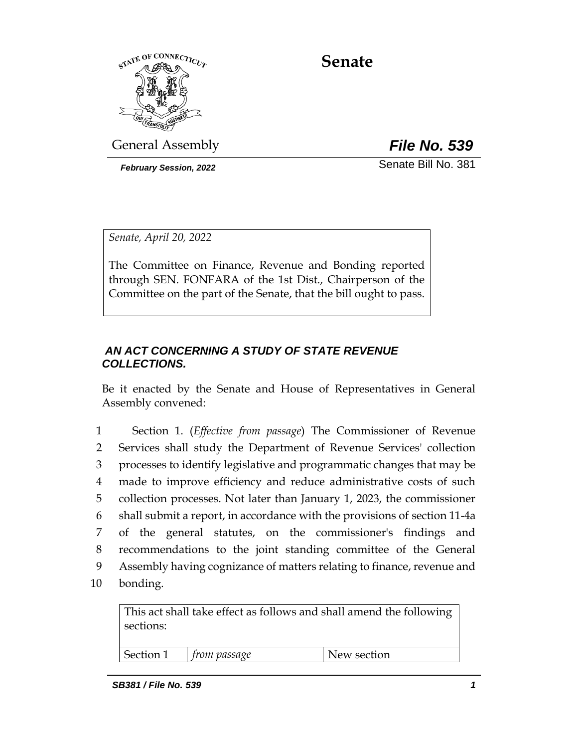# Senate

General Assembly

***File No. 539***

***February Session, 2022***

Senate Bill No. 381

*Senate, April 20, 2022*

The Committee on Finance, Revenue and Bonding reported through SEN. FONFARA of the 1st Dist., Chairperson of the Committee on the part of the Senate, that the bill ought to pass.

## ***AN ACT CONCERNING A STUDY OF STATE REVENUE COLLECTIONS.***

Be it enacted by the Senate and House of Representatives in General Assembly convened:

1 Section 1. (*Effective from passage*) The Commissioner of Revenue
2 Services shall study the Department of Revenue Services' collection
3 processes to identify legislative and programmatic changes that may be
4 made to improve efficiency and reduce administrative costs of such
5 collection processes. Not later than January 1, 2023, the commissioner
6 shall submit a report, in accordance with the provisions of section 11-4a
7 of the general statutes, on the commissioner's findings and
8 recommendations to the joint standing committee of the General
9 Assembly having cognizance of matters relating to finance, revenue and
10 bonding.

| This act shall take effect as follows and shall amend the following sections: | | |
|---|---|---|
| Section 1 | *from passage* | New section |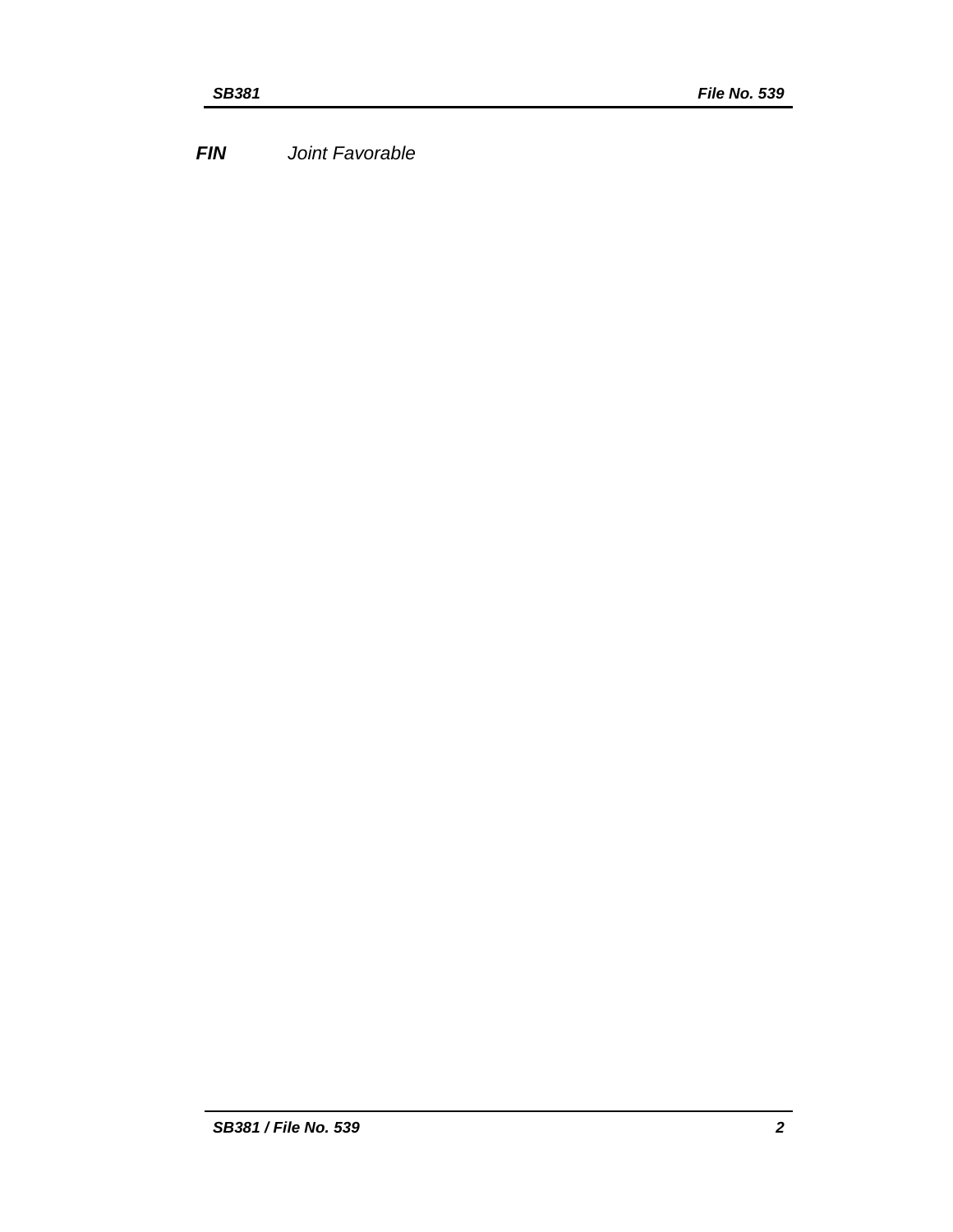***FIN*** *Joint Favorable*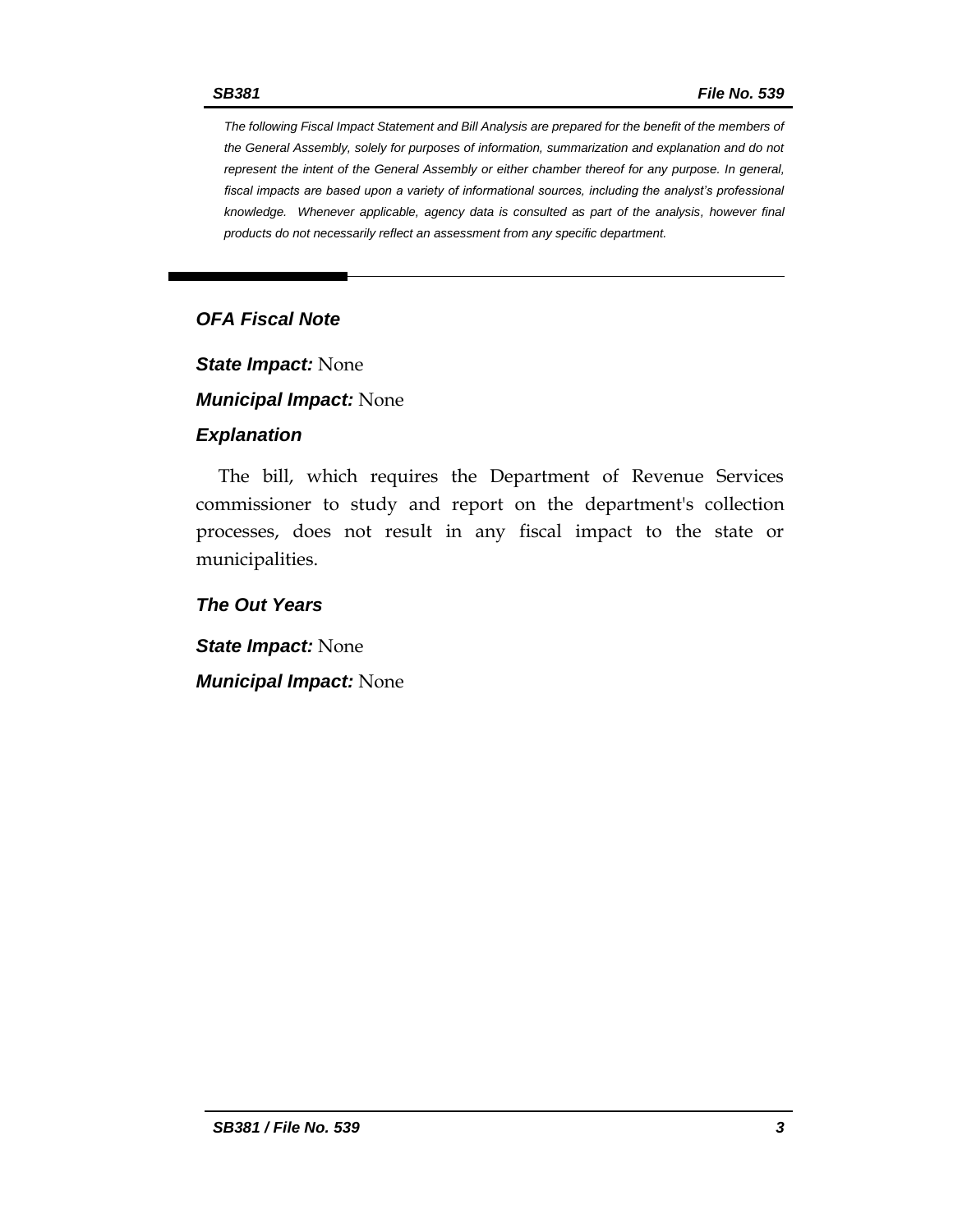*The following Fiscal Impact Statement and Bill Analysis are prepared for the benefit of the members of the General Assembly, solely for purposes of information, summarization and explanation and do not represent the intent of the General Assembly or either chamber thereof for any purpose. In general, fiscal impacts are based upon a variety of informational sources, including the analyst's professional knowledge. Whenever applicable, agency data is consulted as part of the analysis, however final products do not necessarily reflect an assessment from any specific department.*

## OFA Fiscal Note

***State Impact:*** None

***Municipal Impact:*** None

### Explanation

The bill, which requires the Department of Revenue Services commissioner to study and report on the department's collection processes, does not result in any fiscal impact to the state or municipalities.

### The Out Years

***State Impact:*** None

***Municipal Impact:*** None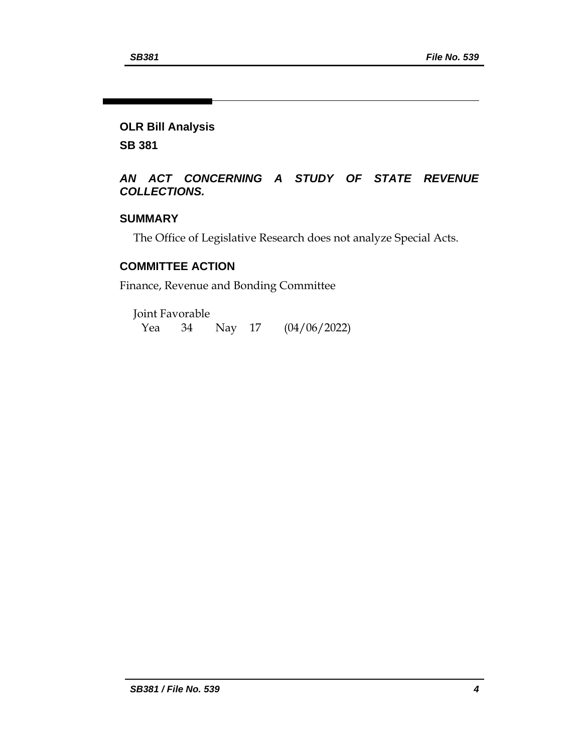## OLR Bill Analysis

## SB 381

### *AN ACT CONCERNING A STUDY OF STATE REVENUE COLLECTIONS.*

### SUMMARY

The Office of Legislative Research does not analyze Special Acts.

### COMMITTEE ACTION

Finance, Revenue and Bonding Committee

Joint Favorable
Yea 34 Nay 17 (04/06/2022)